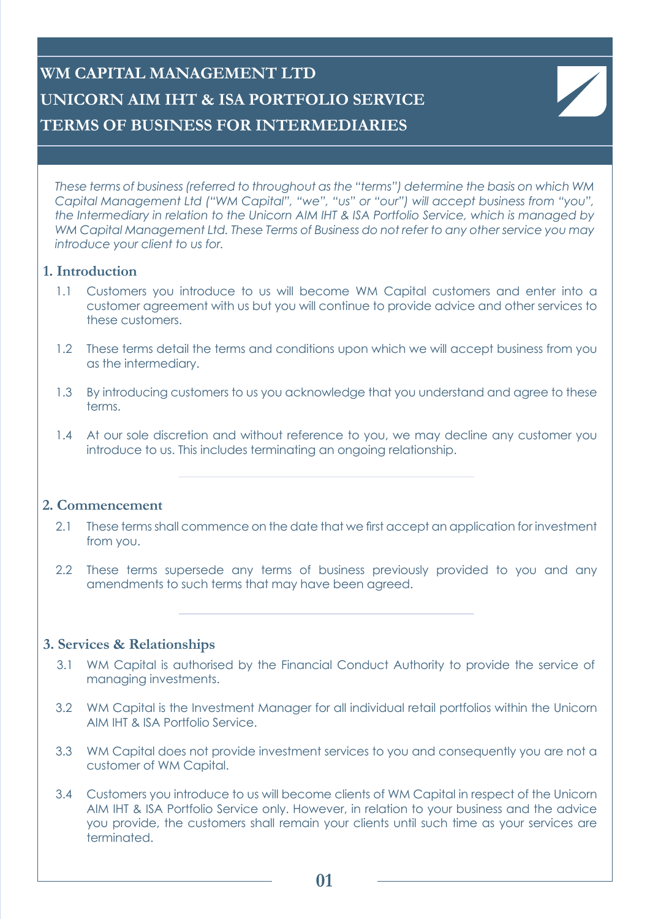# WM CAPITAL MANAGEMENT LTD
# UNICORN AIM IHT & ISA PORTFOLIO SERVICE
# TERMS OF BUSINESS FOR INTERMEDIARIES

*These terms of business (referred to throughout as the "terms") determine the basis on which WM Capital Management Ltd ("WM Capital", "we", "us" or "our") will accept business from "you", the Intermediary in relation to the Unicorn AIM IHT & ISA Portfolio Service, which is managed by WM Capital Management Ltd. These Terms of Business do not refer to any other service you may introduce your client to us for.*

## 1. Introduction

1.1 Customers you introduce to us will become WM Capital customers and enter into a customer agreement with us but you will continue to provide advice and other services to these customers.

1.2 These terms detail the terms and conditions upon which we will accept business from you as the intermediary.

1.3 By introducing customers to us you acknowledge that you understand and agree to these terms.

1.4 At our sole discretion and without reference to you, we may decline any customer you introduce to us. This includes terminating an ongoing relationship.

## 2. Commencement

2.1 These terms shall commence on the date that we first accept an application for investment from you.

2.2 These terms supersede any terms of business previously provided to you and any amendments to such terms that may have been agreed.

## 3. Services & Relationships

3.1 WM Capital is authorised by the Financial Conduct Authority to provide the service of managing investments.

3.2 WM Capital is the Investment Manager for all individual retail portfolios within the Unicorn AIM IHT & ISA Portfolio Service.

3.3 WM Capital does not provide investment services to you and consequently you are not a customer of WM Capital.

3.4 Customers you introduce to us will become clients of WM Capital in respect of the Unicorn AIM IHT & ISA Portfolio Service only. However, in relation to your business and the advice you provide, the customers shall remain your clients until such time as your services are terminated.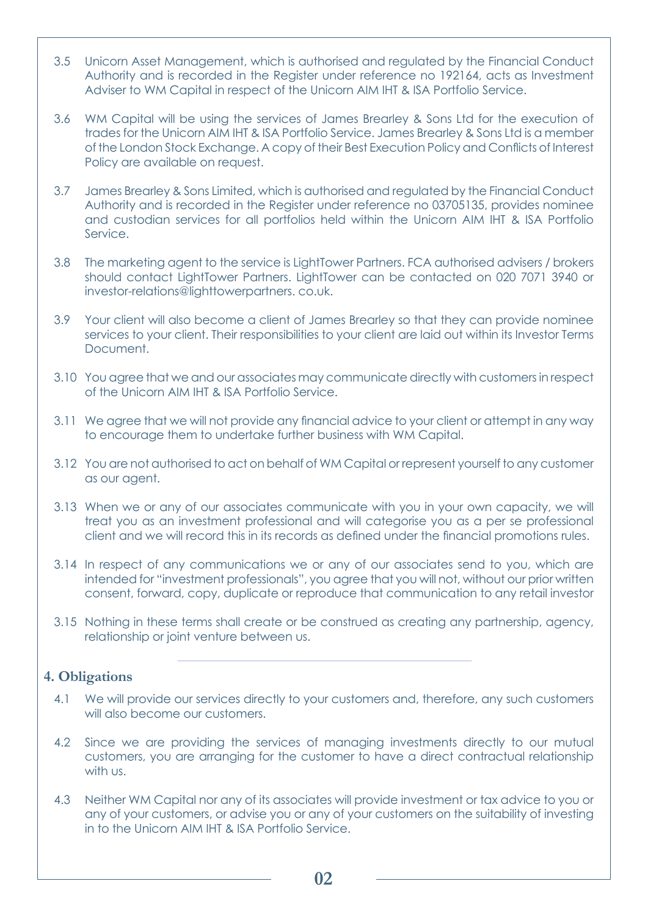3.5 Unicorn Asset Management, which is authorised and regulated by the Financial Conduct Authority and is recorded in the Register under reference no 192164, acts as Investment Adviser to WM Capital in respect of the Unicorn AIM IHT & ISA Portfolio Service.

3.6 WM Capital will be using the services of James Brearley & Sons Ltd for the execution of trades for the Unicorn AIM IHT & ISA Portfolio Service. James Brearley & Sons Ltd is a member of the London Stock Exchange. A copy of their Best Execution Policy and Conflicts of Interest Policy are available on request.

3.7 James Brearley & Sons Limited, which is authorised and regulated by the Financial Conduct Authority and is recorded in the Register under reference no 03705135, provides nominee and custodian services for all portfolios held within the Unicorn AIM IHT & ISA Portfolio Service.

3.8 The marketing agent to the service is LightTower Partners. FCA authorised advisers / brokers should contact LightTower Partners. LightTower can be contacted on 020 7071 3940 or investor-relations@lighttowerpartners. co.uk.

3.9 Your client will also become a client of James Brearley so that they can provide nominee services to your client. Their responsibilities to your client are laid out within its Investor Terms Document.

3.10 You agree that we and our associates may communicate directly with customers in respect of the Unicorn AIM IHT & ISA Portfolio Service.

3.11 We agree that we will not provide any financial advice to your client or attempt in any way to encourage them to undertake further business with WM Capital.

3.12 You are not authorised to act on behalf of WM Capital or represent yourself to any customer as our agent.

3.13 When we or any of our associates communicate with you in your own capacity, we will treat you as an investment professional and will categorise you as a per se professional client and we will record this in its records as defined under the financial promotions rules.

3.14 In respect of any communications we or any of our associates send to you, which are intended for "investment professionals", you agree that you will not, without our prior written consent, forward, copy, duplicate or reproduce that communication to any retail investor

3.15 Nothing in these terms shall create or be construed as creating any partnership, agency, relationship or joint venture between us.

## 4. Obligations

4.1 We will provide our services directly to your customers and, therefore, any such customers will also become our customers.

4.2 Since we are providing the services of managing investments directly to our mutual customers, you are arranging for the customer to have a direct contractual relationship with us.

4.3 Neither WM Capital nor any of its associates will provide investment or tax advice to you or any of your customers, or advise you or any of your customers on the suitability of investing in to the Unicorn AIM IHT & ISA Portfolio Service.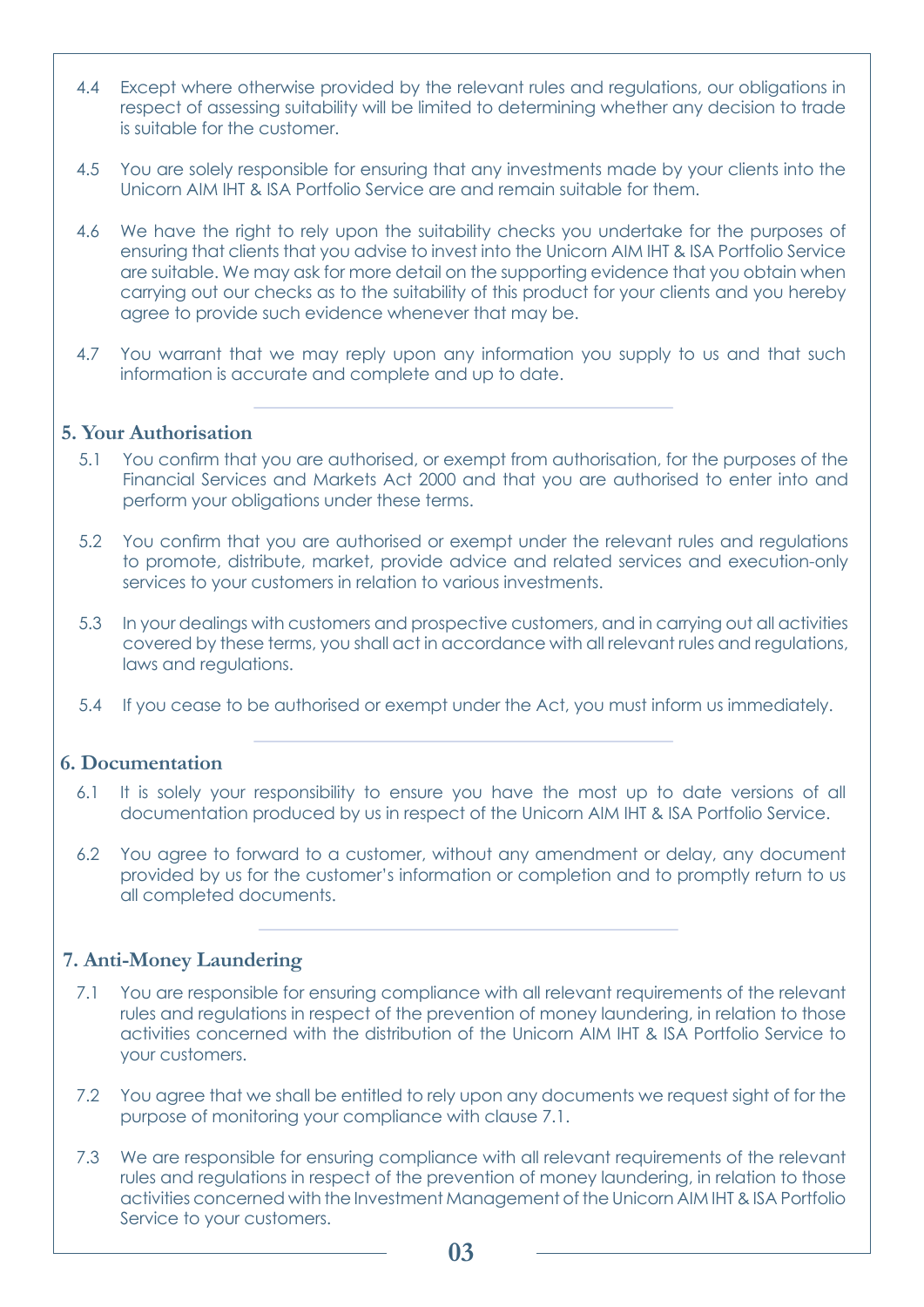4.4 Except where otherwise provided by the relevant rules and regulations, our obligations in respect of assessing suitability will be limited to determining whether any decision to trade is suitable for the customer.

4.5 You are solely responsible for ensuring that any investments made by your clients into the Unicorn AIM IHT & ISA Portfolio Service are and remain suitable for them.

4.6 We have the right to rely upon the suitability checks you undertake for the purposes of ensuring that clients that you advise to invest into the Unicorn AIM IHT & ISA Portfolio Service are suitable. We may ask for more detail on the supporting evidence that you obtain when carrying out our checks as to the suitability of this product for your clients and you hereby agree to provide such evidence whenever that may be.

4.7 You warrant that we may reply upon any information you supply to us and that such information is accurate and complete and up to date.

## 5. Your Authorisation

5.1 You confirm that you are authorised, or exempt from authorisation, for the purposes of the Financial Services and Markets Act 2000 and that you are authorised to enter into and perform your obligations under these terms.

5.2 You confirm that you are authorised or exempt under the relevant rules and regulations to promote, distribute, market, provide advice and related services and execution-only services to your customers in relation to various investments.

5.3 In your dealings with customers and prospective customers, and in carrying out all activities covered by these terms, you shall act in accordance with all relevant rules and regulations, laws and regulations.

5.4 If you cease to be authorised or exempt under the Act, you must inform us immediately.

## 6. Documentation

6.1 It is solely your responsibility to ensure you have the most up to date versions of all documentation produced by us in respect of the Unicorn AIM IHT & ISA Portfolio Service.

6.2 You agree to forward to a customer, without any amendment or delay, any document provided by us for the customer's information or completion and to promptly return to us all completed documents.

## 7. Anti-Money Laundering

7.1 You are responsible for ensuring compliance with all relevant requirements of the relevant rules and regulations in respect of the prevention of money laundering, in relation to those activities concerned with the distribution of the Unicorn AIM IHT & ISA Portfolio Service to your customers.

7.2 You agree that we shall be entitled to rely upon any documents we request sight of for the purpose of monitoring your compliance with clause 7.1.

7.3 We are responsible for ensuring compliance with all relevant requirements of the relevant rules and regulations in respect of the prevention of money laundering, in relation to those activities concerned with the Investment Management of the Unicorn AIM IHT & ISA Portfolio Service to your customers.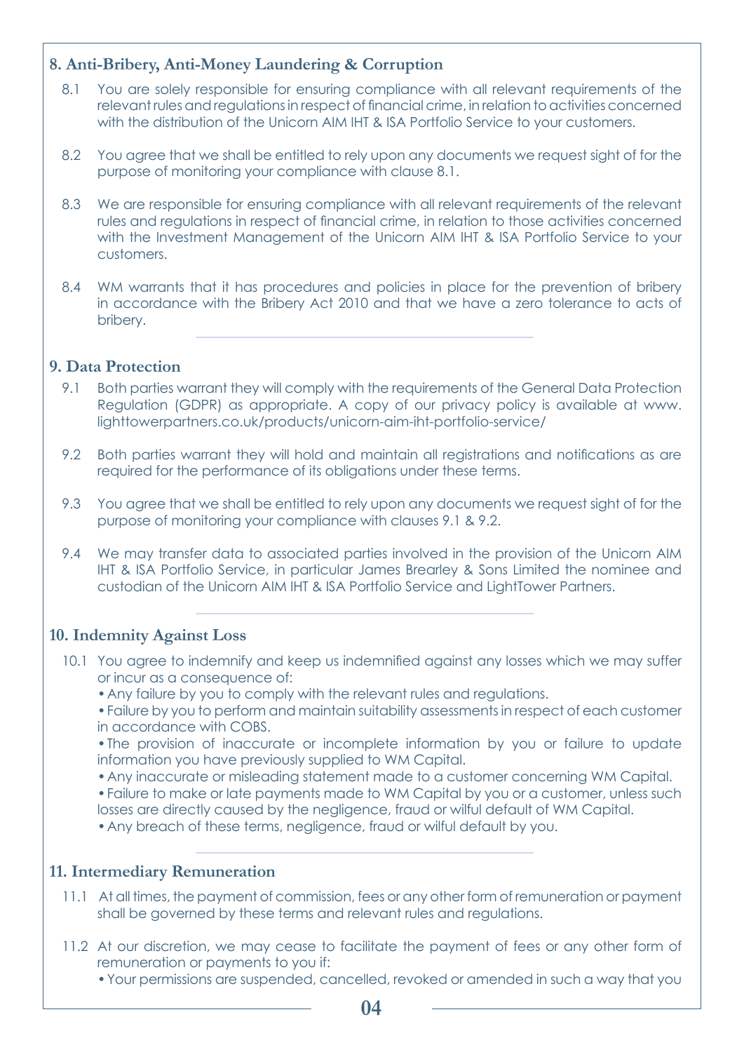## 8. Anti-Bribery, Anti-Money Laundering & Corruption

8.1 You are solely responsible for ensuring compliance with all relevant requirements of the relevant rules and regulations in respect of financial crime, in relation to activities concerned with the distribution of the Unicorn AIM IHT & ISA Portfolio Service to your customers.

8.2 You agree that we shall be entitled to rely upon any documents we request sight of for the purpose of monitoring your compliance with clause 8.1.

8.3 We are responsible for ensuring compliance with all relevant requirements of the relevant rules and regulations in respect of financial crime, in relation to those activities concerned with the Investment Management of the Unicorn AIM IHT & ISA Portfolio Service to your customers.

8.4 WM warrants that it has procedures and policies in place for the prevention of bribery in accordance with the Bribery Act 2010 and that we have a zero tolerance to acts of bribery.

## 9. Data Protection

9.1 Both parties warrant they will comply with the requirements of the General Data Protection Regulation (GDPR) as appropriate. A copy of our privacy policy is available at www.lighttowerpartners.co.uk/products/unicorn-aim-iht-portfolio-service/

9.2 Both parties warrant they will hold and maintain all registrations and notifications as are required for the performance of its obligations under these terms.

9.3 You agree that we shall be entitled to rely upon any documents we request sight of for the purpose of monitoring your compliance with clauses 9.1 & 9.2.

9.4 We may transfer data to associated parties involved in the provision of the Unicorn AIM IHT & ISA Portfolio Service, in particular James Brearley & Sons Limited the nominee and custodian of the Unicorn AIM IHT & ISA Portfolio Service and LightTower Partners.

## 10. Indemnity Against Loss

10.1 You agree to indemnify and keep us indemnified against any losses which we may suffer or incur as a consequence of:

- Any failure by you to comply with the relevant rules and regulations.
- Failure by you to perform and maintain suitability assessments in respect of each customer in accordance with COBS.
- The provision of inaccurate or incomplete information by you or failure to update information you have previously supplied to WM Capital.
- Any inaccurate or misleading statement made to a customer concerning WM Capital.
- Failure to make or late payments made to WM Capital by you or a customer, unless such losses are directly caused by the negligence, fraud or wilful default of WM Capital.
- Any breach of these terms, negligence, fraud or wilful default by you.

## 11. Intermediary Remuneration

11.1 At all times, the payment of commission, fees or any other form of remuneration or payment shall be governed by these terms and relevant rules and regulations.

11.2 At our discretion, we may cease to facilitate the payment of fees or any other form of remuneration or payments to you if:

- Your permissions are suspended, cancelled, revoked or amended in such a way that you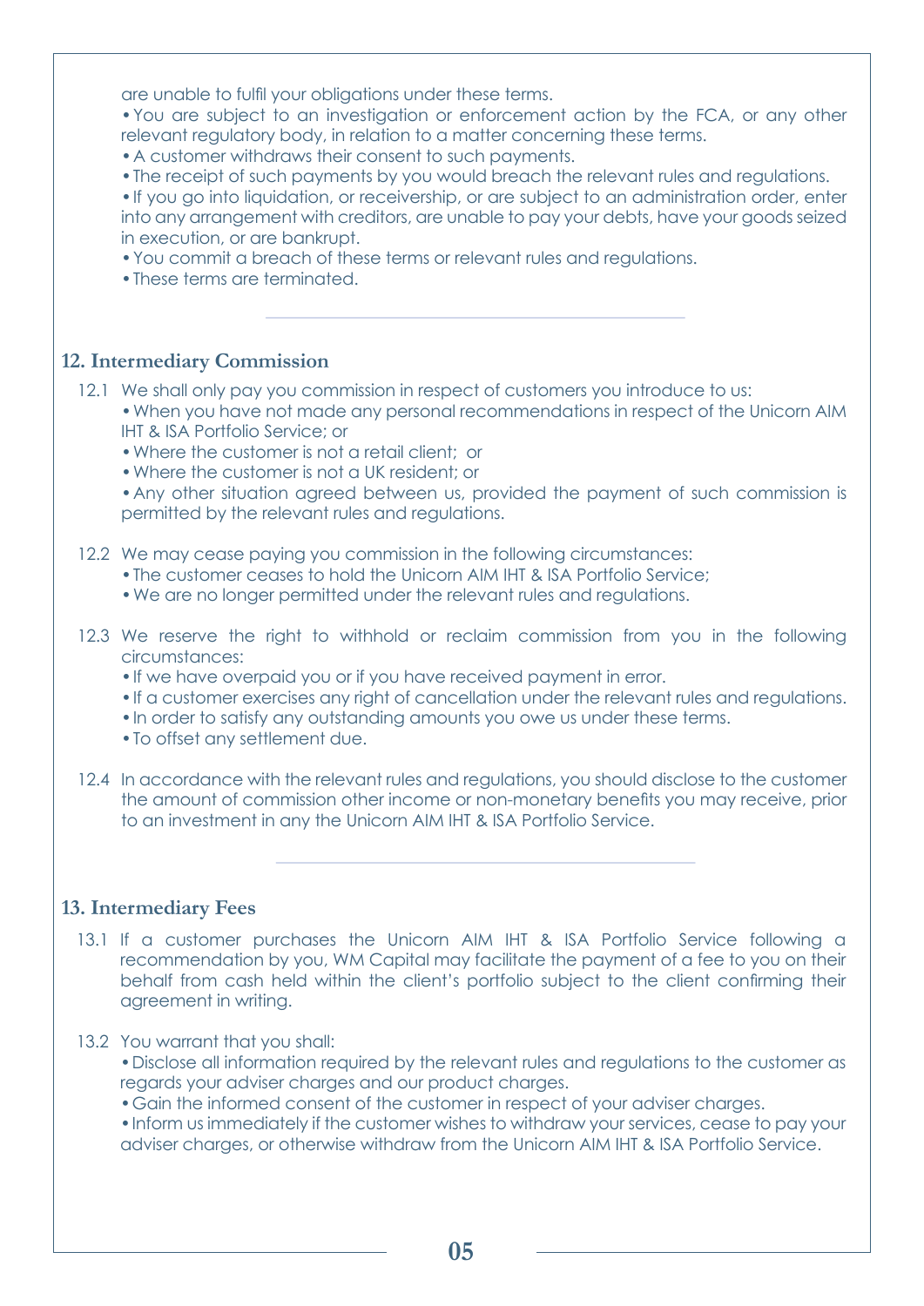are unable to fulfil your obligations under these terms.

- You are subject to an investigation or enforcement action by the FCA, or any other relevant regulatory body, in relation to a matter concerning these terms.
- A customer withdraws their consent to such payments.
- The receipt of such payments by you would breach the relevant rules and regulations.
- If you go into liquidation, or receivership, or are subject to an administration order, enter into any arrangement with creditors, are unable to pay your debts, have your goods seized in execution, or are bankrupt.
- You commit a breach of these terms or relevant rules and regulations.
- These terms are terminated.

## 12. Intermediary Commission

12.1 We shall only pay you commission in respect of customers you introduce to us:

- When you have not made any personal recommendations in respect of the Unicorn AIM IHT & ISA Portfolio Service; or
- Where the customer is not a retail client; or
- Where the customer is not a UK resident; or
- Any other situation agreed between us, provided the payment of such commission is permitted by the relevant rules and regulations.

12.2 We may cease paying you commission in the following circumstances:

- The customer ceases to hold the Unicorn AIM IHT & ISA Portfolio Service;
- We are no longer permitted under the relevant rules and regulations.

12.3 We reserve the right to withhold or reclaim commission from you in the following circumstances:

- If we have overpaid you or if you have received payment in error.
- If a customer exercises any right of cancellation under the relevant rules and regulations.
- In order to satisfy any outstanding amounts you owe us under these terms.
- To offset any settlement due.

12.4 In accordance with the relevant rules and regulations, you should disclose to the customer the amount of commission other income or non-monetary benefits you may receive, prior to an investment in any the Unicorn AIM IHT & ISA Portfolio Service.

## 13. Intermediary Fees

13.1 If a customer purchases the Unicorn AIM IHT & ISA Portfolio Service following a recommendation by you, WM Capital may facilitate the payment of a fee to you on their behalf from cash held within the client's portfolio subject to the client confirming their agreement in writing.

13.2 You warrant that you shall:

- Disclose all information required by the relevant rules and regulations to the customer as regards your adviser charges and our product charges.
- Gain the informed consent of the customer in respect of your adviser charges.
- Inform us immediately if the customer wishes to withdraw your services, cease to pay your adviser charges, or otherwise withdraw from the Unicorn AIM IHT & ISA Portfolio Service.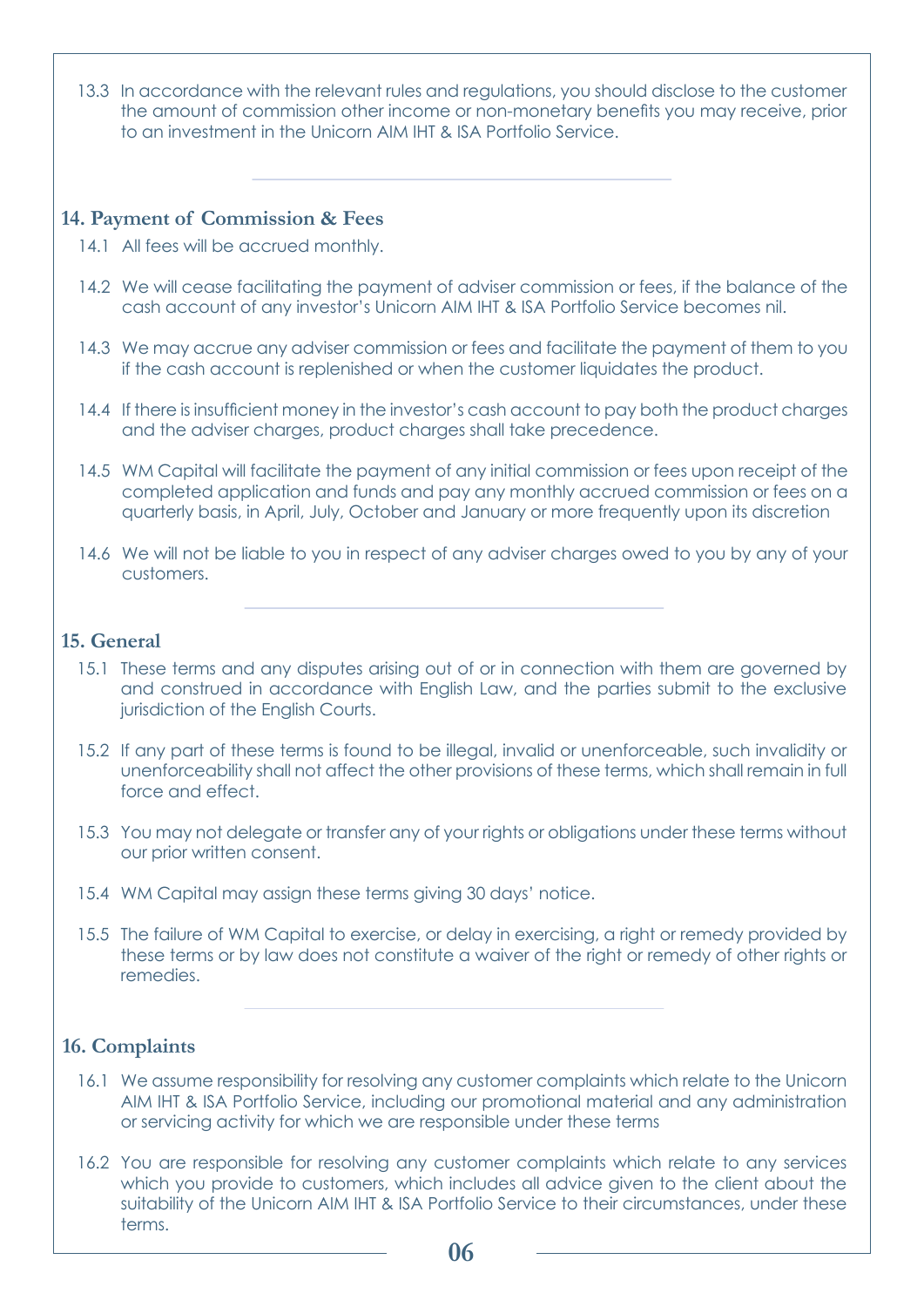13.3 In accordance with the relevant rules and regulations, you should disclose to the customer the amount of commission other income or non-monetary benefits you may receive, prior to an investment in the Unicorn AIM IHT & ISA Portfolio Service.

## 14. Payment of Commission & Fees

14.1 All fees will be accrued monthly.

14.2 We will cease facilitating the payment of adviser commission or fees, if the balance of the cash account of any investor's Unicorn AIM IHT & ISA Portfolio Service becomes nil.

14.3 We may accrue any adviser commission or fees and facilitate the payment of them to you if the cash account is replenished or when the customer liquidates the product.

14.4 If there is insufficient money in the investor's cash account to pay both the product charges and the adviser charges, product charges shall take precedence.

14.5 WM Capital will facilitate the payment of any initial commission or fees upon receipt of the completed application and funds and pay any monthly accrued commission or fees on a quarterly basis, in April, July, October and January or more frequently upon its discretion

14.6 We will not be liable to you in respect of any adviser charges owed to you by any of your customers.

## 15. General

15.1 These terms and any disputes arising out of or in connection with them are governed by and construed in accordance with English Law, and the parties submit to the exclusive jurisdiction of the English Courts.

15.2 If any part of these terms is found to be illegal, invalid or unenforceable, such invalidity or unenforceability shall not affect the other provisions of these terms, which shall remain in full force and effect.

15.3 You may not delegate or transfer any of your rights or obligations under these terms without our prior written consent.

15.4 WM Capital may assign these terms giving 30 days' notice.

15.5 The failure of WM Capital to exercise, or delay in exercising, a right or remedy provided by these terms or by law does not constitute a waiver of the right or remedy of other rights or remedies.

## 16. Complaints

16.1 We assume responsibility for resolving any customer complaints which relate to the Unicorn AIM IHT & ISA Portfolio Service, including our promotional material and any administration or servicing activity for which we are responsible under these terms

16.2 You are responsible for resolving any customer complaints which relate to any services which you provide to customers, which includes all advice given to the client about the suitability of the Unicorn AIM IHT & ISA Portfolio Service to their circumstances, under these terms.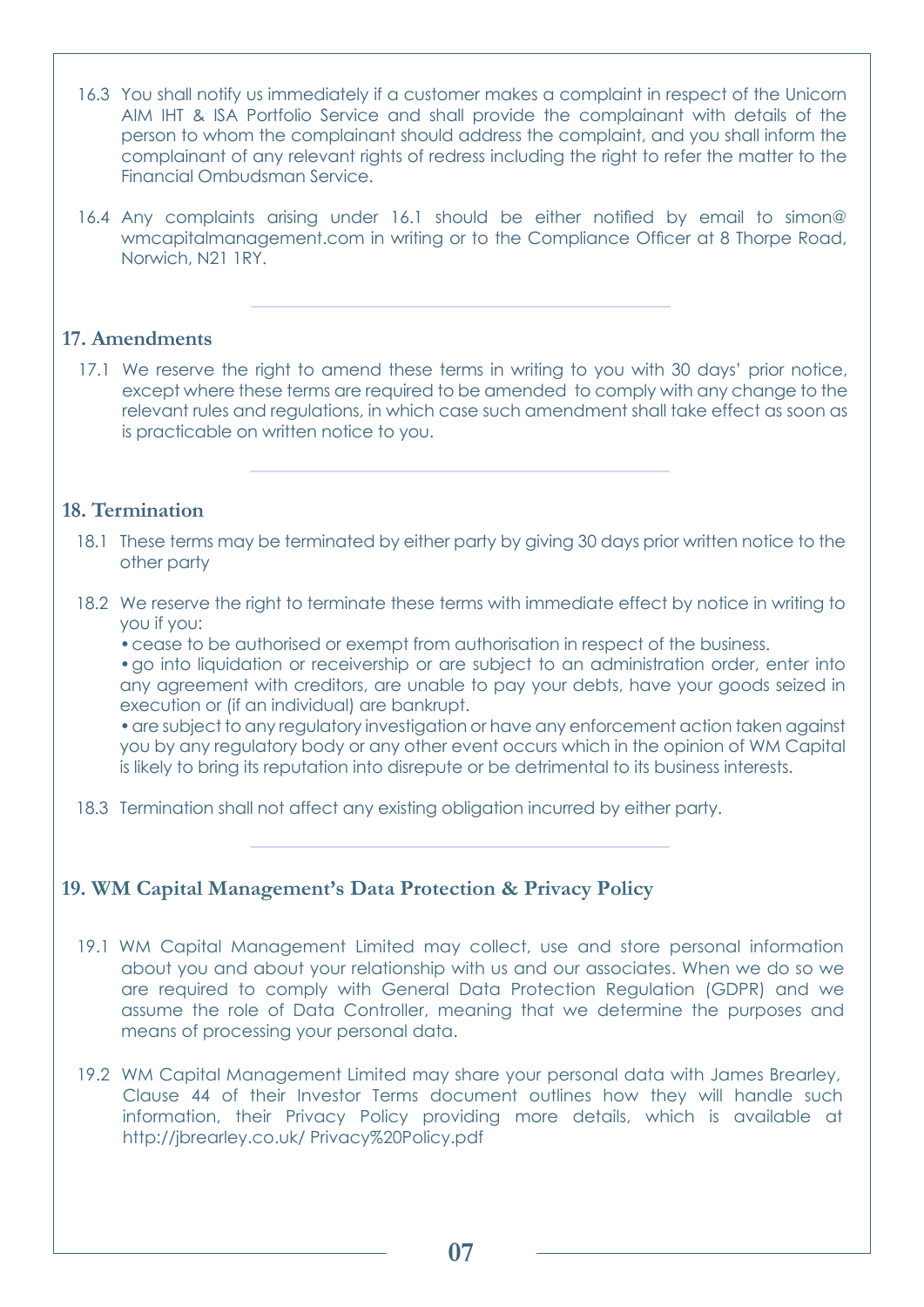16.3 You shall notify us immediately if a customer makes a complaint in respect of the Unicorn AIM IHT & ISA Portfolio Service and shall provide the complainant with details of the person to whom the complainant should address the complaint, and you shall inform the complainant of any relevant rights of redress including the right to refer the matter to the Financial Ombudsman Service.

16.4 Any complaints arising under 16.1 should be either notified by email to simon@wmcapitalmanagement.com in writing or to the Compliance Officer at 8 Thorpe Road, Norwich, N21 1RY.

## 17. Amendments

17.1 We reserve the right to amend these terms in writing to you with 30 days' prior notice, except where these terms are required to be amended to comply with any change to the relevant rules and regulations, in which case such amendment shall take effect as soon as is practicable on written notice to you.

## 18. Termination

18.1 These terms may be terminated by either party by giving 30 days prior written notice to the other party

18.2 We reserve the right to terminate these terms with immediate effect by notice in writing to you if you:

- cease to be authorised or exempt from authorisation in respect of the business.
- go into liquidation or receivership or are subject to an administration order, enter into any agreement with creditors, are unable to pay your debts, have your goods seized in execution or (if an individual) are bankrupt.
- are subject to any regulatory investigation or have any enforcement action taken against you by any regulatory body or any other event occurs which in the opinion of WM Capital is likely to bring its reputation into disrepute or be detrimental to its business interests.

18.3 Termination shall not affect any existing obligation incurred by either party.

## 19. WM Capital Management's Data Protection & Privacy Policy

19.1 WM Capital Management Limited may collect, use and store personal information about you and about your relationship with us and our associates. When we do so we are required to comply with General Data Protection Regulation (GDPR) and we assume the role of Data Controller, meaning that we determine the purposes and means of processing your personal data.

19.2 WM Capital Management Limited may share your personal data with James Brearley, Clause 44 of their Investor Terms document outlines how they will handle such information, their Privacy Policy providing more details, which is available at http://jbrearley.co.uk/ Privacy%20Policy.pdf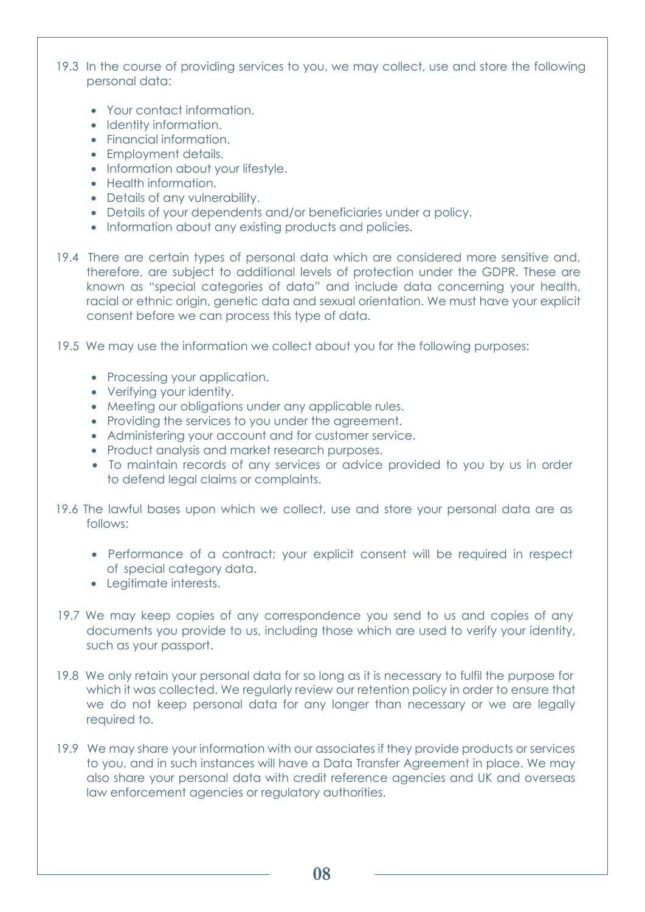19.3 In the course of providing services to you, we may collect, use and store the following personal data:

- Your contact information.
- Identity information.
- Financial information.
- Employment details.
- Information about your lifestyle.
- Health information.
- Details of any vulnerability.
- Details of your dependents and/or beneficiaries under a policy.
- Information about any existing products and policies.

19.4 There are certain types of personal data which are considered more sensitive and, therefore, are subject to additional levels of protection under the GDPR. These are known as "special categories of data" and include data concerning your health, racial or ethnic origin, genetic data and sexual orientation. We must have your explicit consent before we can process this type of data.

19.5 We may use the information we collect about you for the following purposes:

- Processing your application.
- Verifying your identity.
- Meeting our obligations under any applicable rules.
- Providing the services to you under the agreement.
- Administering your account and for customer service.
- Product analysis and market research purposes.
- To maintain records of any services or advice provided to you by us in order to defend legal claims or complaints.

19.6 The lawful bases upon which we collect, use and store your personal data are as follows:

- Performance of a contract; your explicit consent will be required in respect of special category data.
- Legitimate interests.

19.7 We may keep copies of any correspondence you send to us and copies of any documents you provide to us, including those which are used to verify your identity, such as your passport.

19.8 We only retain your personal data for so long as it is necessary to fulfil the purpose for which it was collected. We regularly review our retention policy in order to ensure that we do not keep personal data for any longer than necessary or we are legally required to.

19.9 We may share your information with our associates if they provide products or services to you, and in such instances will have a Data Transfer Agreement in place. We may also share your personal data with credit reference agencies and UK and overseas law enforcement agencies or regulatory authorities.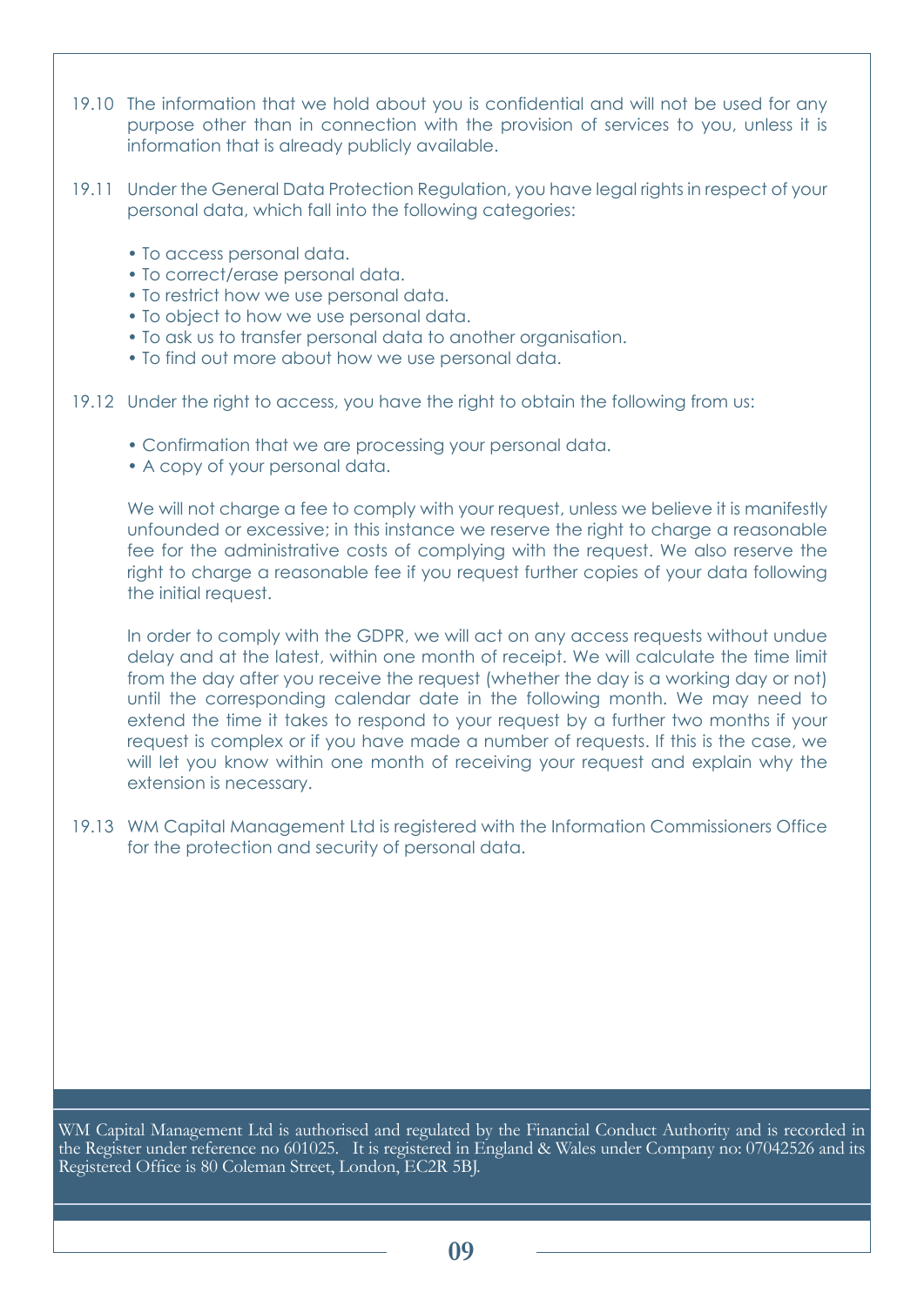19.10 The information that we hold about you is confidential and will not be used for any purpose other than in connection with the provision of services to you, unless it is information that is already publicly available.

19.11 Under the General Data Protection Regulation, you have legal rights in respect of your personal data, which fall into the following categories:

- To access personal data.
- To correct/erase personal data.
- To restrict how we use personal data.
- To object to how we use personal data.
- To ask us to transfer personal data to another organisation.
- To find out more about how we use personal data.

19.12 Under the right to access, you have the right to obtain the following from us:

- Confirmation that we are processing your personal data.
- A copy of your personal data.

We will not charge a fee to comply with your request, unless we believe it is manifestly unfounded or excessive; in this instance we reserve the right to charge a reasonable fee for the administrative costs of complying with the request. We also reserve the right to charge a reasonable fee if you request further copies of your data following the initial request.

In order to comply with the GDPR, we will act on any access requests without undue delay and at the latest, within one month of receipt. We will calculate the time limit from the day after you receive the request (whether the day is a working day or not) until the corresponding calendar date in the following month. We may need to extend the time it takes to respond to your request by a further two months if your request is complex or if you have made a number of requests. If this is the case, we will let you know within one month of receiving your request and explain why the extension is necessary.

19.13 WM Capital Management Ltd is registered with the Information Commissioners Office for the protection and security of personal data.

WM Capital Management Ltd is authorised and regulated by the Financial Conduct Authority and is recorded in the Register under reference no 601025. It is registered in England & Wales under Company no: 07042526 and its Registered Office is 80 Coleman Street, London, EC2R 5BJ.